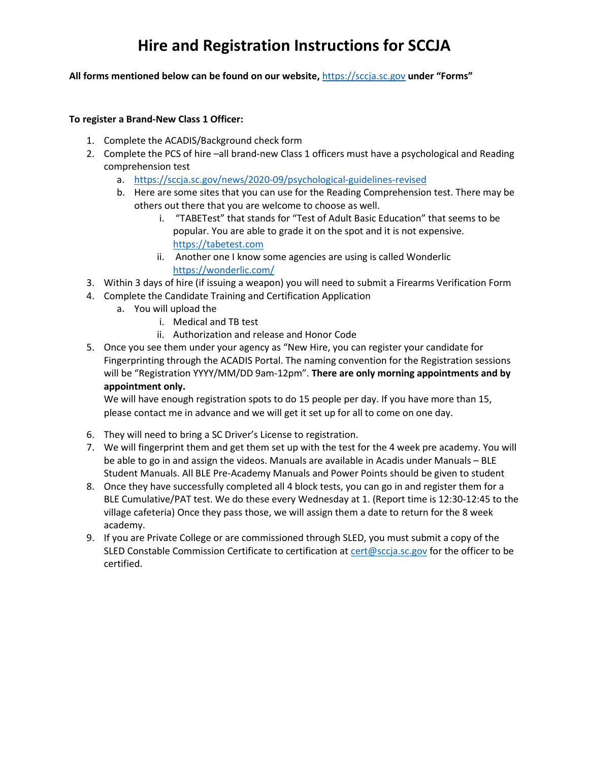# Hire and Registration Instructions for SCCJA

**All forms mentioned below can be found on our website, https://sccja.sc.gov under "Forms"**

**To register a Brand-New Class 1 Officer:**

1. Complete the ACADIS/Background check form
2. Complete the PCS of hire –all brand-new Class 1 officers must have a psychological and Reading comprehension test
   a. https://sccja.sc.gov/news/2020-09/psychological-guidelines-revised
   b. Here are some sites that you can use for the Reading Comprehension test. There may be others out there that you are welcome to choose as well.
      i. "TABETest" that stands for "Test of Adult Basic Education" that seems to be popular. You are able to grade it on the spot and it is not expensive. https://tabetest.com
      ii. Another one I know some agencies are using is called Wonderlic https://wonderlic.com/
3. Within 3 days of hire (if issuing a weapon) you will need to submit a Firearms Verification Form
4. Complete the Candidate Training and Certification Application
   a. You will upload the
      i. Medical and TB test
      ii. Authorization and release and Honor Code
5. Once you see them under your agency as "New Hire, you can register your candidate for Fingerprinting through the ACADIS Portal. The naming convention for the Registration sessions will be "Registration YYYY/MM/DD 9am-12pm". **There are only morning appointments and by appointment only.**

   We will have enough registration spots to do 15 people per day. If you have more than 15, please contact me in advance and we will get it set up for all to come on one day.

6. They will need to bring a SC Driver's License to registration.
7. We will fingerprint them and get them set up with the test for the 4 week pre academy. You will be able to go in and assign the videos. Manuals are available in Acadis under Manuals – BLE Student Manuals. All BLE Pre-Academy Manuals and Power Points should be given to student
8. Once they have successfully completed all 4 block tests, you can go in and register them for a BLE Cumulative/PAT test. We do these every Wednesday at 1. (Report time is 12:30-12:45 to the village cafeteria) Once they pass those, we will assign them a date to return for the 8 week academy.
9. If you are Private College or are commissioned through SLED, you must submit a copy of the SLED Constable Commission Certificate to certification at cert@sccja.sc.gov for the officer to be certified.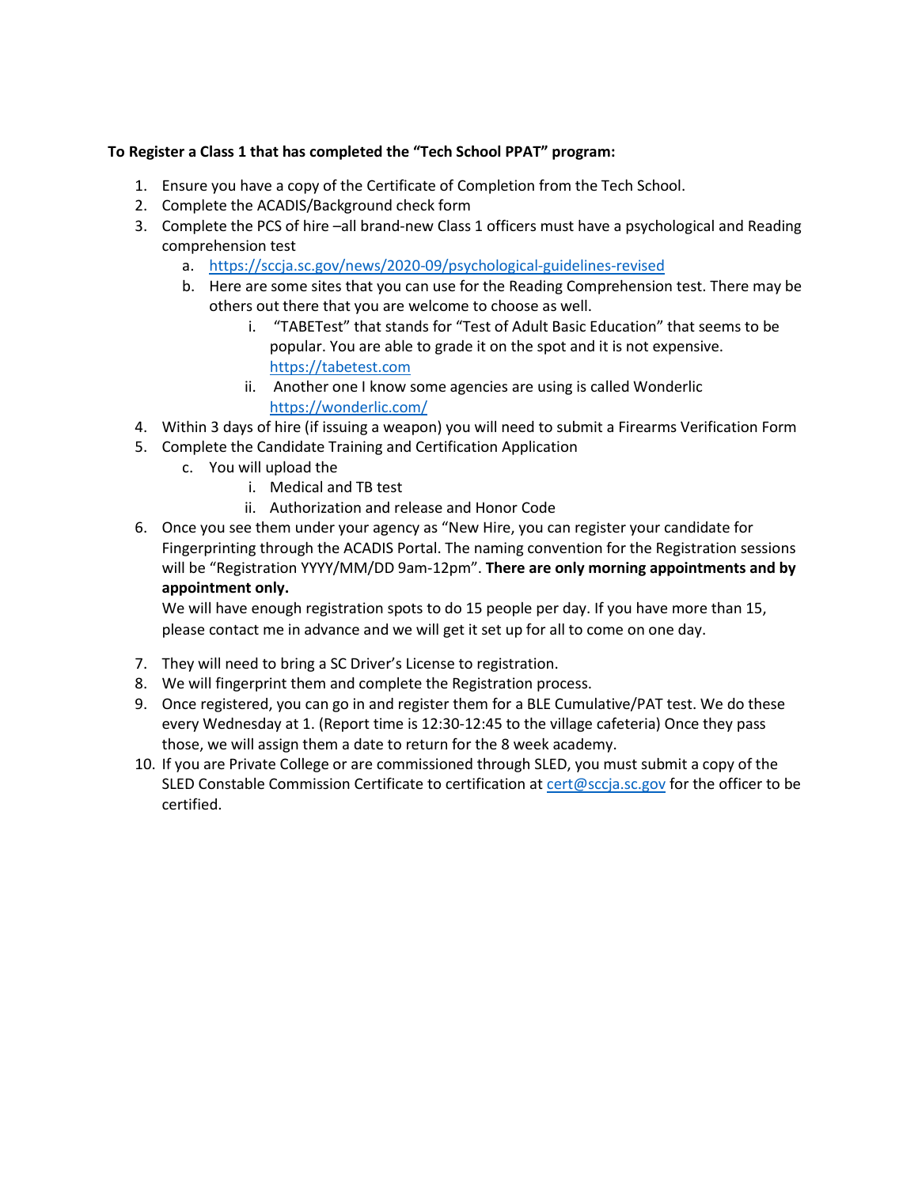**To Register a Class 1 that has completed the "Tech School PPAT" program:**

1. Ensure you have a copy of the Certificate of Completion from the Tech School.
2. Complete the ACADIS/Background check form
3. Complete the PCS of hire –all brand-new Class 1 officers must have a psychological and Reading comprehension test
   a. https://sccja.sc.gov/news/2020-09/psychological-guidelines-revised
   b. Here are some sites that you can use for the Reading Comprehension test. There may be others out there that you are welcome to choose as well.
      i. "TABETest" that stands for "Test of Adult Basic Education" that seems to be popular. You are able to grade it on the spot and it is not expensive. https://tabetest.com
      ii. Another one I know some agencies are using is called Wonderlic https://wonderlic.com/
4. Within 3 days of hire (if issuing a weapon) you will need to submit a Firearms Verification Form
5. Complete the Candidate Training and Certification Application
   c. You will upload the
      i. Medical and TB test
      ii. Authorization and release and Honor Code
6. Once you see them under your agency as "New Hire, you can register your candidate for Fingerprinting through the ACADIS Portal. The naming convention for the Registration sessions will be "Registration YYYY/MM/DD 9am-12pm". **There are only morning appointments and by appointment only.**

   We will have enough registration spots to do 15 people per day. If you have more than 15, please contact me in advance and we will get it set up for all to come on one day.

7. They will need to bring a SC Driver's License to registration.
8. We will fingerprint them and complete the Registration process.
9. Once registered, you can go in and register them for a BLE Cumulative/PAT test. We do these every Wednesday at 1. (Report time is 12:30-12:45 to the village cafeteria) Once they pass those, we will assign them a date to return for the 8 week academy.
10. If you are Private College or are commissioned through SLED, you must submit a copy of the SLED Constable Commission Certificate to certification at cert@sccja.sc.gov for the officer to be certified.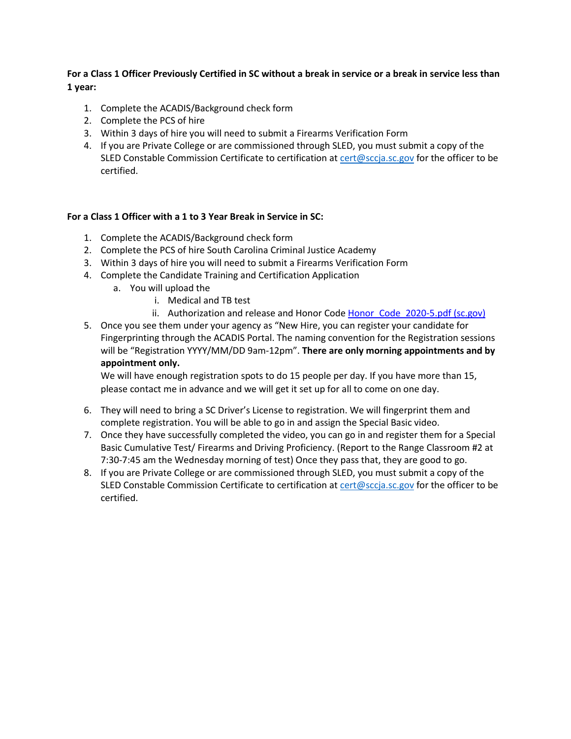**For a Class 1 Officer Previously Certified in SC without a break in service or a break in service less than 1 year:**

1. Complete the ACADIS/Background check form
2. Complete the PCS of hire
3. Within 3 days of hire you will need to submit a Firearms Verification Form
4. If you are Private College or are commissioned through SLED, you must submit a copy of the SLED Constable Commission Certificate to certification at cert@sccja.sc.gov for the officer to be certified.

**For a Class 1 Officer with a 1 to 3 Year Break in Service in SC:**

1. Complete the ACADIS/Background check form
2. Complete the PCS of hire South Carolina Criminal Justice Academy
3. Within 3 days of hire you will need to submit a Firearms Verification Form
4. Complete the Candidate Training and Certification Application
   a. You will upload the
      i. Medical and TB test
      ii. Authorization and release and Honor Code Honor_Code_2020-5.pdf (sc.gov)
5. Once you see them under your agency as "New Hire, you can register your candidate for Fingerprinting through the ACADIS Portal. The naming convention for the Registration sessions will be "Registration YYYY/MM/DD 9am-12pm". **There are only morning appointments and by appointment only.**
   We will have enough registration spots to do 15 people per day. If you have more than 15, please contact me in advance and we will get it set up for all to come on one day.
6. They will need to bring a SC Driver's License to registration. We will fingerprint them and complete registration. You will be able to go in and assign the Special Basic video.
7. Once they have successfully completed the video, you can go in and register them for a Special Basic Cumulative Test/ Firearms and Driving Proficiency. (Report to the Range Classroom #2 at 7:30-7:45 am the Wednesday morning of test) Once they pass that, they are good to go.
8. If you are Private College or are commissioned through SLED, you must submit a copy of the SLED Constable Commission Certificate to certification at cert@sccja.sc.gov for the officer to be certified.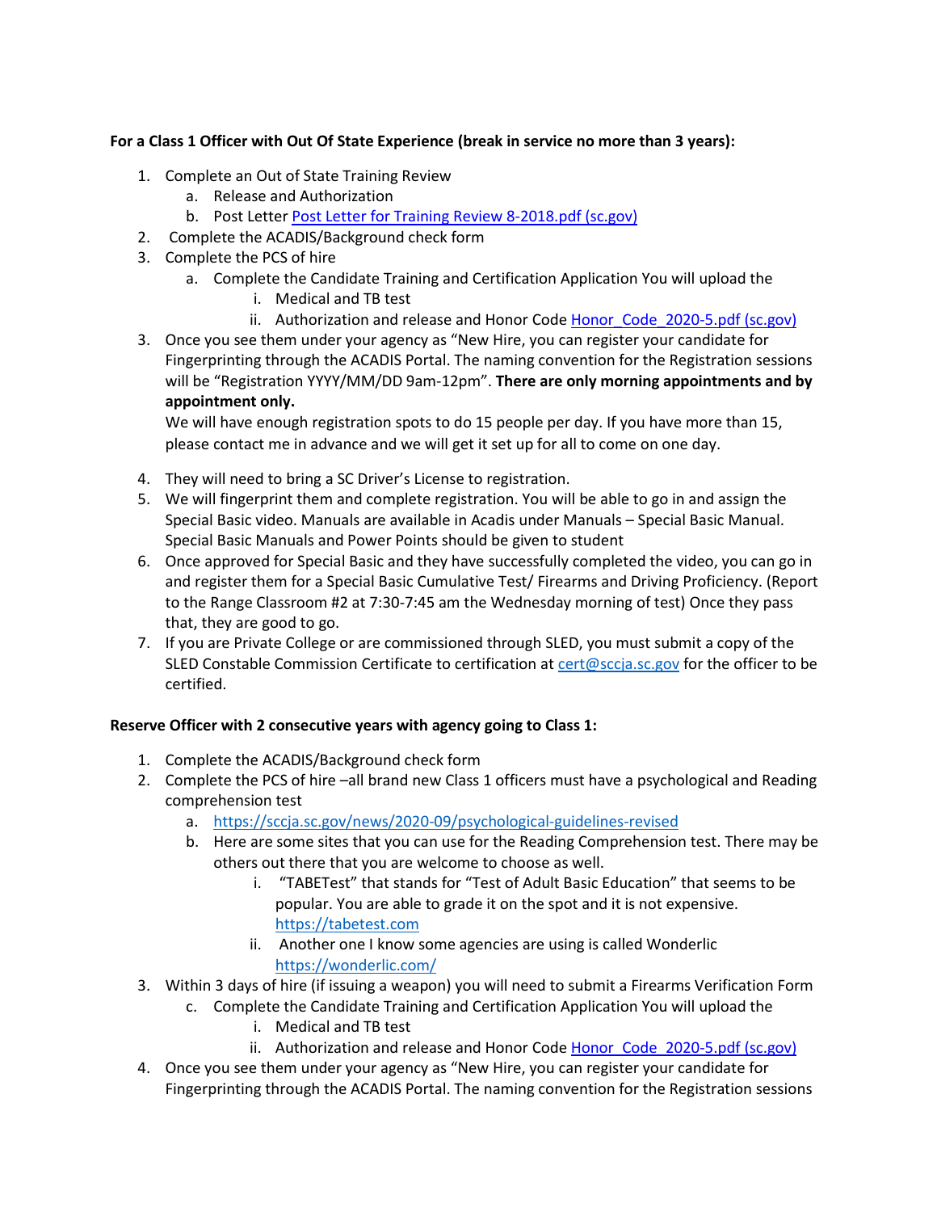**For a Class 1 Officer with Out Of State Experience (break in service no more than 3 years):**

1. Complete an Out of State Training Review
   a. Release and Authorization
   b. Post Letter [Post Letter for Training Review 8-2018.pdf (sc.gov)]
2. Complete the ACADIS/Background check form
3. Complete the PCS of hire
   a. Complete the Candidate Training and Certification Application You will upload the
      i. Medical and TB test
      ii. Authorization and release and Honor Code [Honor_Code_2020-5.pdf (sc.gov)]
3. Once you see them under your agency as "New Hire, you can register your candidate for Fingerprinting through the ACADIS Portal. The naming convention for the Registration sessions will be "Registration YYYY/MM/DD 9am-12pm". **There are only morning appointments and by appointment only.**
   We will have enough registration spots to do 15 people per day. If you have more than 15, please contact me in advance and we will get it set up for all to come on one day.
4. They will need to bring a SC Driver's License to registration.
5. We will fingerprint them and complete registration. You will be able to go in and assign the Special Basic video. Manuals are available in Acadis under Manuals – Special Basic Manual. Special Basic Manuals and Power Points should be given to student
6. Once approved for Special Basic and they have successfully completed the video, you can go in and register them for a Special Basic Cumulative Test/ Firearms and Driving Proficiency. (Report to the Range Classroom #2 at 7:30-7:45 am the Wednesday morning of test) Once they pass that, they are good to go.
7. If you are Private College or are commissioned through SLED, you must submit a copy of the SLED Constable Commission Certificate to certification at cert@sccja.sc.gov for the officer to be certified.

**Reserve Officer with 2 consecutive years with agency going to Class 1:**

1. Complete the ACADIS/Background check form
2. Complete the PCS of hire –all brand new Class 1 officers must have a psychological and Reading comprehension test
   a. https://sccja.sc.gov/news/2020-09/psychological-guidelines-revised
   b. Here are some sites that you can use for the Reading Comprehension test. There may be others out there that you are welcome to choose as well.
      i. "TABETest" that stands for "Test of Adult Basic Education" that seems to be popular. You are able to grade it on the spot and it is not expensive. https://tabetest.com
      ii. Another one I know some agencies are using is called Wonderlic https://wonderlic.com/
3. Within 3 days of hire (if issuing a weapon) you will need to submit a Firearms Verification Form
   c. Complete the Candidate Training and Certification Application You will upload the
      i. Medical and TB test
      ii. Authorization and release and Honor Code [Honor_Code_2020-5.pdf (sc.gov)]
4. Once you see them under your agency as "New Hire, you can register your candidate for Fingerprinting through the ACADIS Portal. The naming convention for the Registration sessions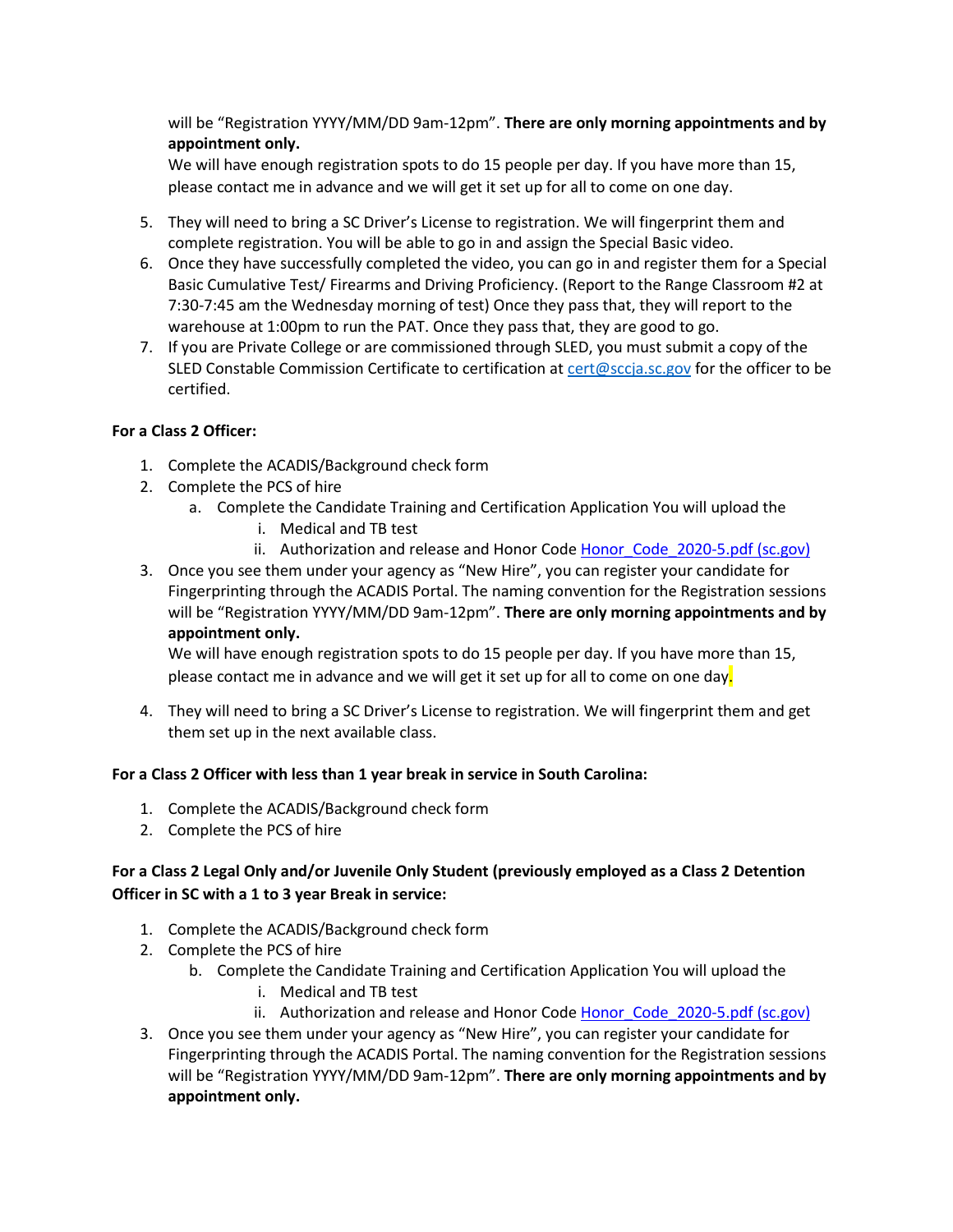will be "Registration YYYY/MM/DD 9am-12pm". **There are only morning appointments and by appointment only.**
We will have enough registration spots to do 15 people per day. If you have more than 15, please contact me in advance and we will get it set up for all to come on one day.

5. They will need to bring a SC Driver's License to registration. We will fingerprint them and complete registration. You will be able to go in and assign the Special Basic video.
6. Once they have successfully completed the video, you can go in and register them for a Special Basic Cumulative Test/ Firearms and Driving Proficiency. (Report to the Range Classroom #2 at 7:30-7:45 am the Wednesday morning of test) Once they pass that, they will report to the warehouse at 1:00pm to run the PAT. Once they pass that, they are good to go.
7. If you are Private College or are commissioned through SLED, you must submit a copy of the SLED Constable Commission Certificate to certification at cert@sccja.sc.gov for the officer to be certified.

**For a Class 2 Officer:**

1. Complete the ACADIS/Background check form
2. Complete the PCS of hire
   a. Complete the Candidate Training and Certification Application You will upload the
      i. Medical and TB test
      ii. Authorization and release and Honor Code Honor_Code_2020-5.pdf (sc.gov)
3. Once you see them under your agency as "New Hire", you can register your candidate for Fingerprinting through the ACADIS Portal. The naming convention for the Registration sessions will be "Registration YYYY/MM/DD 9am-12pm". **There are only morning appointments and by appointment only.**
   We will have enough registration spots to do 15 people per day. If you have more than 15, please contact me in advance and we will get it set up for all to come on one day.
4. They will need to bring a SC Driver's License to registration. We will fingerprint them and get them set up in the next available class.

**For a Class 2 Officer with less than 1 year break in service in South Carolina:**

1. Complete the ACADIS/Background check form
2. Complete the PCS of hire

**For a Class 2 Legal Only and/or Juvenile Only Student (previously employed as a Class 2 Detention Officer in SC with a 1 to 3 year Break in service:**

1. Complete the ACADIS/Background check form
2. Complete the PCS of hire
   b. Complete the Candidate Training and Certification Application You will upload the
      i. Medical and TB test
      ii. Authorization and release and Honor Code Honor_Code_2020-5.pdf (sc.gov)
3. Once you see them under your agency as "New Hire", you can register your candidate for Fingerprinting through the ACADIS Portal. The naming convention for the Registration sessions will be "Registration YYYY/MM/DD 9am-12pm". **There are only morning appointments and by appointment only.**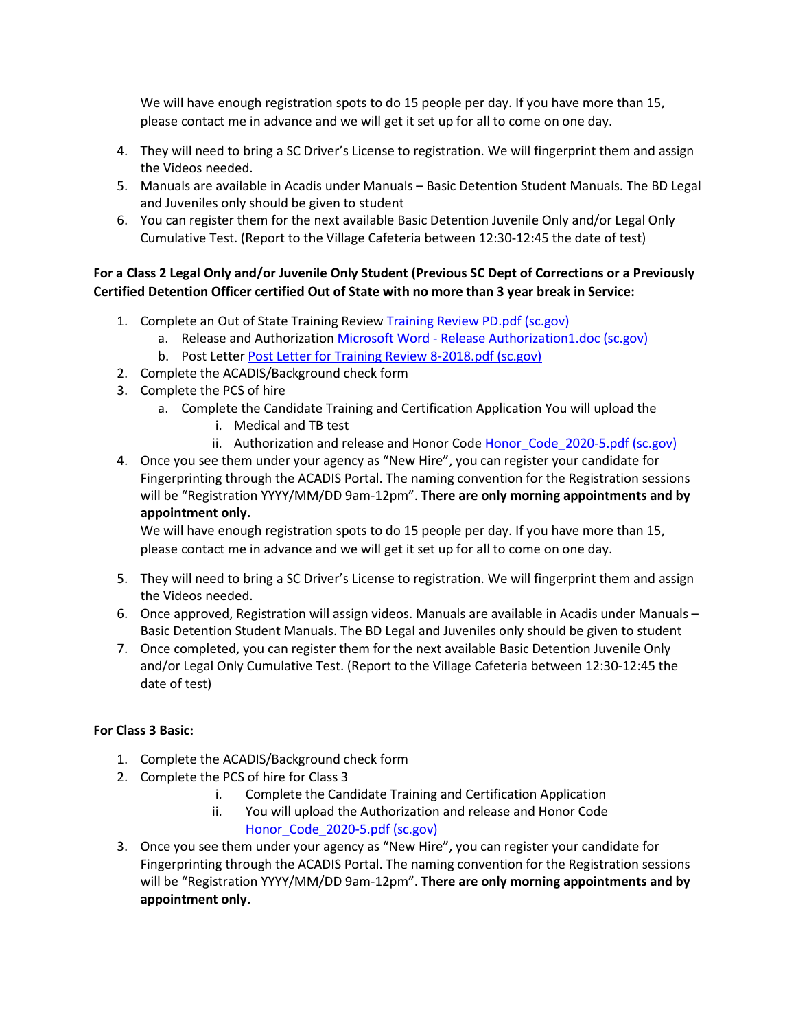We will have enough registration spots to do 15 people per day. If you have more than 15, please contact me in advance and we will get it set up for all to come on one day.

4. They will need to bring a SC Driver's License to registration. We will fingerprint them and assign the Videos needed.
5. Manuals are available in Acadis under Manuals – Basic Detention Student Manuals. The BD Legal and Juveniles only should be given to student
6. You can register them for the next available Basic Detention Juvenile Only and/or Legal Only Cumulative Test. (Report to the Village Cafeteria between 12:30-12:45 the date of test)

**For a Class 2 Legal Only and/or Juvenile Only Student (Previous SC Dept of Corrections or a Previously Certified Detention Officer certified Out of State with no more than 3 year break in Service:**

1. Complete an Out of State Training Review Training Review PD.pdf (sc.gov)
   a. Release and Authorization Microsoft Word - Release Authorization1.doc (sc.gov)
   b. Post Letter Post Letter for Training Review 8-2018.pdf (sc.gov)
2. Complete the ACADIS/Background check form
3. Complete the PCS of hire
   a. Complete the Candidate Training and Certification Application You will upload the
      i. Medical and TB test
      ii. Authorization and release and Honor Code Honor_Code_2020-5.pdf (sc.gov)
4. Once you see them under your agency as "New Hire", you can register your candidate for Fingerprinting through the ACADIS Portal. The naming convention for the Registration sessions will be "Registration YYYY/MM/DD 9am-12pm". **There are only morning appointments and by appointment only.**

   We will have enough registration spots to do 15 people per day. If you have more than 15, please contact me in advance and we will get it set up for all to come on one day.

5. They will need to bring a SC Driver's License to registration. We will fingerprint them and assign the Videos needed.
6. Once approved, Registration will assign videos. Manuals are available in Acadis under Manuals – Basic Detention Student Manuals. The BD Legal and Juveniles only should be given to student
7. Once completed, you can register them for the next available Basic Detention Juvenile Only and/or Legal Only Cumulative Test. (Report to the Village Cafeteria between 12:30-12:45 the date of test)

**For Class 3 Basic:**

1. Complete the ACADIS/Background check form
2. Complete the PCS of hire for Class 3
   i. Complete the Candidate Training and Certification Application
   ii. You will upload the Authorization and release and Honor Code Honor_Code_2020-5.pdf (sc.gov)
3. Once you see them under your agency as "New Hire", you can register your candidate for Fingerprinting through the ACADIS Portal. The naming convention for the Registration sessions will be "Registration YYYY/MM/DD 9am-12pm". **There are only morning appointments and by appointment only.**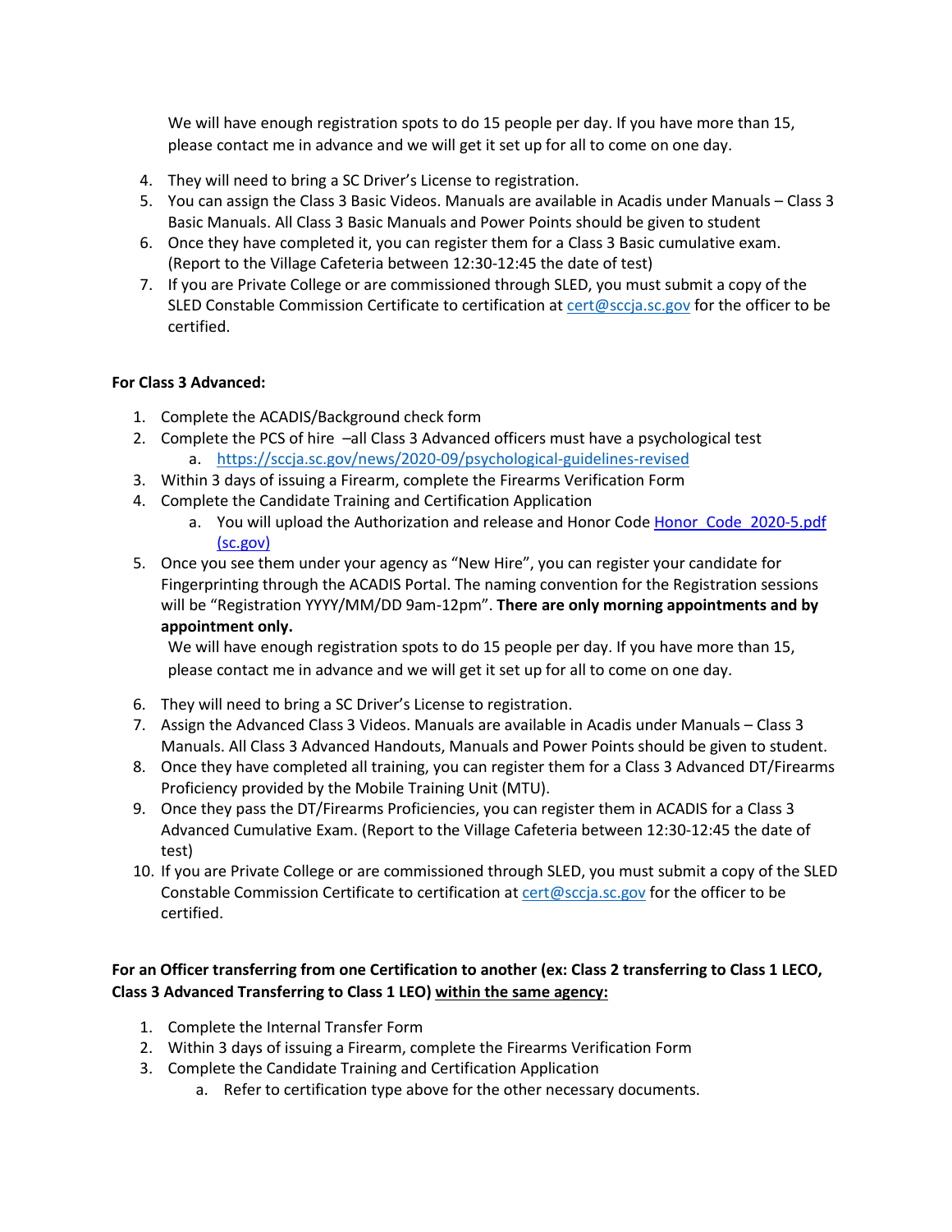We will have enough registration spots to do 15 people per day. If you have more than 15, please contact me in advance and we will get it set up for all to come on one day.

4. They will need to bring a SC Driver's License to registration.
5. You can assign the Class 3 Basic Videos. Manuals are available in Acadis under Manuals – Class 3 Basic Manuals. All Class 3 Basic Manuals and Power Points should be given to student
6. Once they have completed it, you can register them for a Class 3 Basic cumulative exam. (Report to the Village Cafeteria between 12:30-12:45 the date of test)
7. If you are Private College or are commissioned through SLED, you must submit a copy of the SLED Constable Commission Certificate to certification at cert@sccja.sc.gov for the officer to be certified.

**For Class 3 Advanced:**

1. Complete the ACADIS/Background check form
2. Complete the PCS of hire –all Class 3 Advanced officers must have a psychological test
    a. https://sccja.sc.gov/news/2020-09/psychological-guidelines-revised
3. Within 3 days of issuing a Firearm, complete the Firearms Verification Form
4. Complete the Candidate Training and Certification Application
    a. You will upload the Authorization and release and Honor Code Honor_Code_2020-5.pdf (sc.gov)
5. Once you see them under your agency as "New Hire", you can register your candidate for Fingerprinting through the ACADIS Portal. The naming convention for the Registration sessions will be "Registration YYYY/MM/DD 9am-12pm". **There are only morning appointments and by appointment only.**

   We will have enough registration spots to do 15 people per day. If you have more than 15, please contact me in advance and we will get it set up for all to come on one day.

6. They will need to bring a SC Driver's License to registration.
7. Assign the Advanced Class 3 Videos. Manuals are available in Acadis under Manuals – Class 3 Manuals. All Class 3 Advanced Handouts, Manuals and Power Points should be given to student.
8. Once they have completed all training, you can register them for a Class 3 Advanced DT/Firearms Proficiency provided by the Mobile Training Unit (MTU).
9. Once they pass the DT/Firearms Proficiencies, you can register them in ACADIS for a Class 3 Advanced Cumulative Exam. (Report to the Village Cafeteria between 12:30-12:45 the date of test)
10. If you are Private College or are commissioned through SLED, you must submit a copy of the SLED Constable Commission Certificate to certification at cert@sccja.sc.gov for the officer to be certified.

**For an Officer transferring from one Certification to another (ex: Class 2 transferring to Class 1 LECO, Class 3 Advanced Transferring to Class 1 LEO) <u>within the same agency:</u>**

1. Complete the Internal Transfer Form
2. Within 3 days of issuing a Firearm, complete the Firearms Verification Form
3. Complete the Candidate Training and Certification Application
    a. Refer to certification type above for the other necessary documents.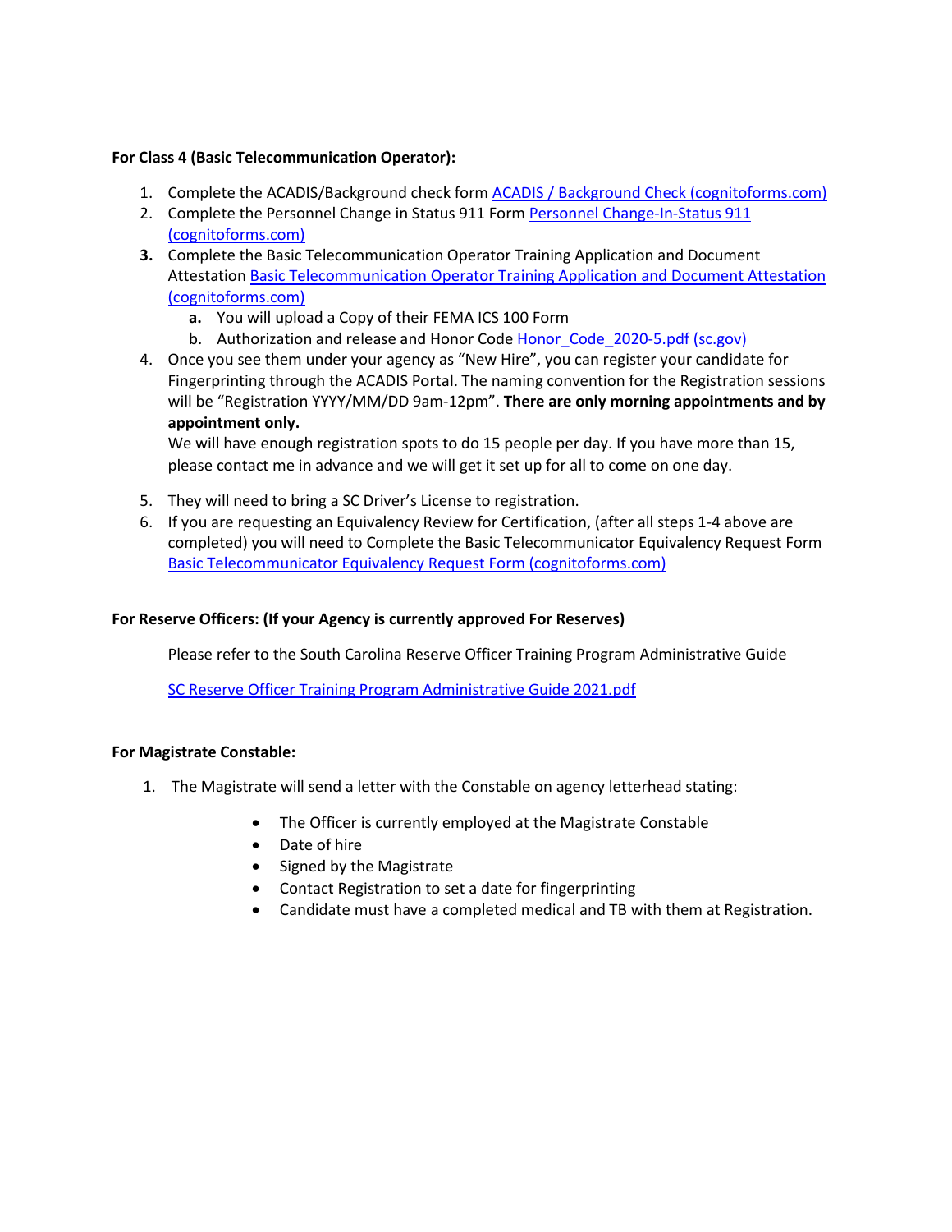**For Class 4 (Basic Telecommunication Operator):**

1. Complete the ACADIS/Background check form ACADIS / Background Check (cognitoforms.com)
2. Complete the Personnel Change in Status 911 Form Personnel Change-In-Status 911 (cognitoforms.com)
3. Complete the Basic Telecommunication Operator Training Application and Document Attestation Basic Telecommunication Operator Training Application and Document Attestation (cognitoforms.com)
    a. You will upload a Copy of their FEMA ICS 100 Form
    b. Authorization and release and Honor Code Honor_Code_2020-5.pdf (sc.gov)
4. Once you see them under your agency as "New Hire", you can register your candidate for Fingerprinting through the ACADIS Portal. The naming convention for the Registration sessions will be "Registration YYYY/MM/DD 9am-12pm". **There are only morning appointments and by appointment only.**

   We will have enough registration spots to do 15 people per day. If you have more than 15, please contact me in advance and we will get it set up for all to come on one day.

5. They will need to bring a SC Driver's License to registration.
6. If you are requesting an Equivalency Review for Certification, (after all steps 1-4 above are completed) you will need to Complete the Basic Telecommunicator Equivalency Request Form Basic Telecommunicator Equivalency Request Form (cognitoforms.com)

**For Reserve Officers: (If your Agency is currently approved For Reserves)**

Please refer to the South Carolina Reserve Officer Training Program Administrative Guide

SC Reserve Officer Training Program Administrative Guide 2021.pdf

**For Magistrate Constable:**

1. The Magistrate will send a letter with the Constable on agency letterhead stating:
    - The Officer is currently employed at the Magistrate Constable
    - Date of hire
    - Signed by the Magistrate
    - Contact Registration to set a date for fingerprinting
    - Candidate must have a completed medical and TB with them at Registration.